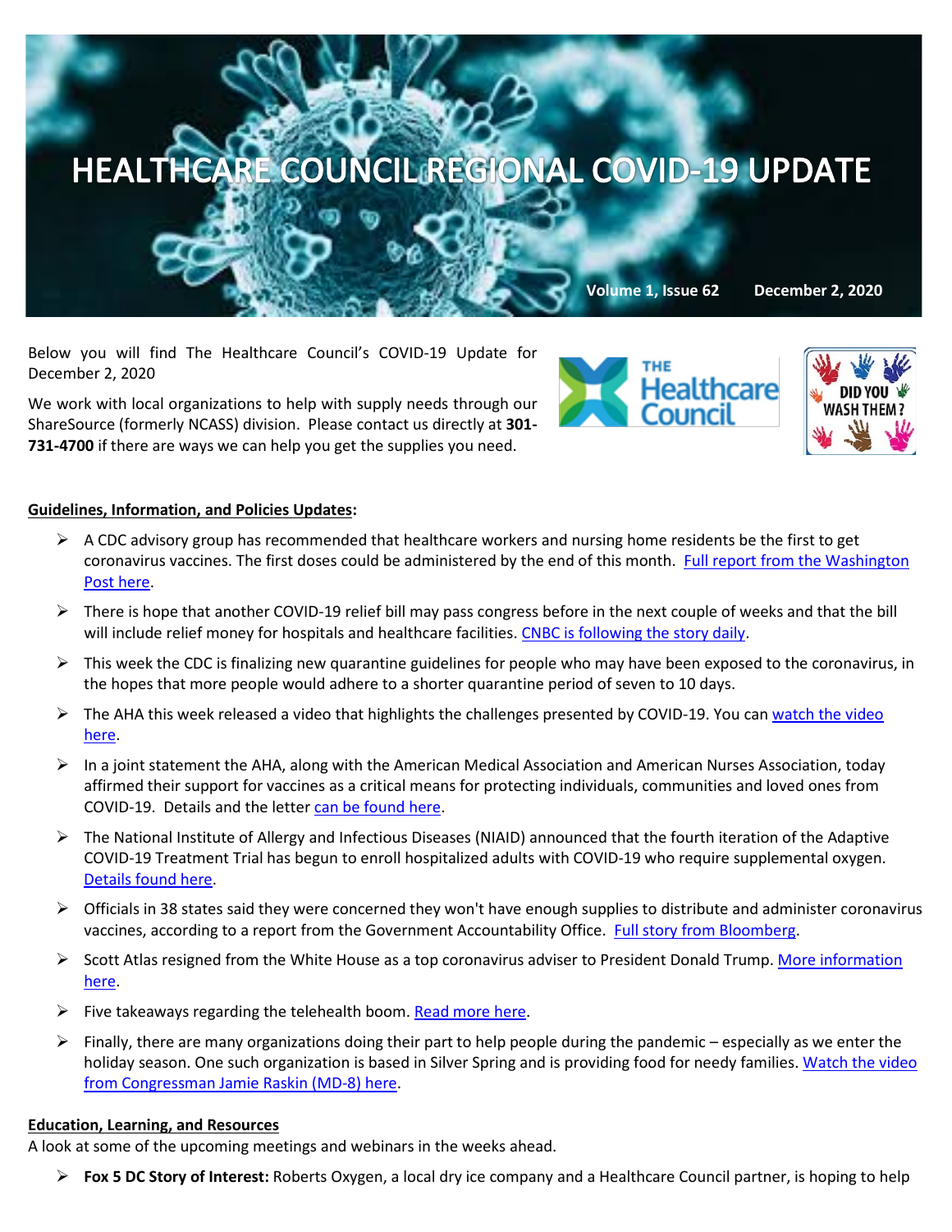# HEALTHCARE COUNCIL REGIONAL COVID-19 UPDATE

Volume 1, Issue 62 December 2, 2020

Below you will find The Healthcare Council's COVID-19 Update for December 2, 2020

We work with local organizations to help with supply needs through our ShareSource (formerly NCASS) division. Please contact us directly at **301-731-4700** if there are ways we can help you get the supplies you need.

**Guidelines, Information, and Policies Updates:**

- A CDC advisory group has recommended that healthcare workers and nursing home residents be the first to get coronavirus vaccines. The first doses could be administered by the end of this month. Full report from the Washington Post here.
- There is hope that another COVID-19 relief bill may pass congress before in the next couple of weeks and that the bill will include relief money for hospitals and healthcare facilities. CNBC is following the story daily.
- This week the CDC is finalizing new quarantine guidelines for people who may have been exposed to the coronavirus, in the hopes that more people would adhere to a shorter quarantine period of seven to 10 days.
- The AHA this week released a video that highlights the challenges presented by COVID-19. You can watch the video here.
- In a joint statement the AHA, along with the American Medical Association and American Nurses Association, today affirmed their support for vaccines as a critical means for protecting individuals, communities and loved ones from COVID-19. Details and the letter can be found here.
- The National Institute of Allergy and Infectious Diseases (NIAID) announced that the fourth iteration of the Adaptive COVID-19 Treatment Trial has begun to enroll hospitalized adults with COVID-19 who require supplemental oxygen. Details found here.
- Officials in 38 states said they were concerned they won't have enough supplies to distribute and administer coronavirus vaccines, according to a report from the Government Accountability Office. Full story from Bloomberg.
- Scott Atlas resigned from the White House as a top coronavirus adviser to President Donald Trump. More information here.
- Five takeaways regarding the telehealth boom. Read more here.
- Finally, there are many organizations doing their part to help people during the pandemic – especially as we enter the holiday season. One such organization is based in Silver Spring and is providing food for needy families. Watch the video from Congressman Jamie Raskin (MD-8) here.

**Education, Learning, and Resources**

A look at some of the upcoming meetings and webinars in the weeks ahead.

- **Fox 5 DC Story of Interest:** Roberts Oxygen, a local dry ice company and a Healthcare Council partner, is hoping to help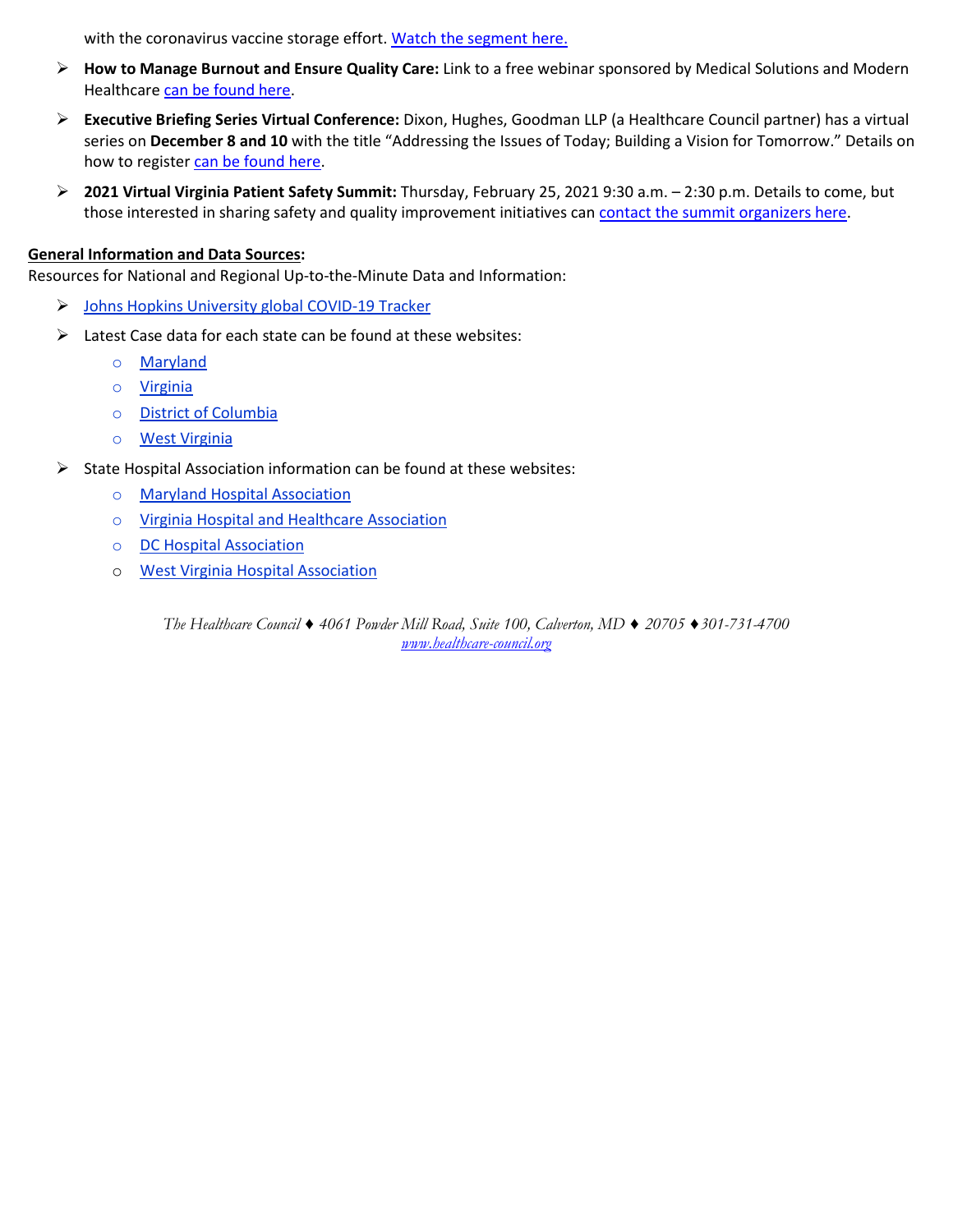with the coronavirus vaccine storage effort. Watch the segment here.

- **How to Manage Burnout and Ensure Quality Care:** Link to a free webinar sponsored by Medical Solutions and Modern Healthcare can be found here.
- **Executive Briefing Series Virtual Conference:** Dixon, Hughes, Goodman LLP (a Healthcare Council partner) has a virtual series on **December 8 and 10** with the title "Addressing the Issues of Today; Building a Vision for Tomorrow." Details on how to register can be found here.
- **2021 Virtual Virginia Patient Safety Summit:** Thursday, February 25, 2021 9:30 a.m. – 2:30 p.m. Details to come, but those interested in sharing safety and quality improvement initiatives can contact the summit organizers here.

**General Information and Data Sources:**

Resources for National and Regional Up-to-the-Minute Data and Information:

- Johns Hopkins University global COVID-19 Tracker
- Latest Case data for each state can be found at these websites:
  - Maryland
  - Virginia
  - District of Columbia
  - West Virginia
- State Hospital Association information can be found at these websites:
  - Maryland Hospital Association
  - Virginia Hospital and Healthcare Association
  - DC Hospital Association
  - West Virginia Hospital Association

*The Healthcare Council ♦ 4061 Powder Mill Road, Suite 100, Calverton, MD ♦ 20705 ♦301-731-4700*
*www.healthcare-council.org*